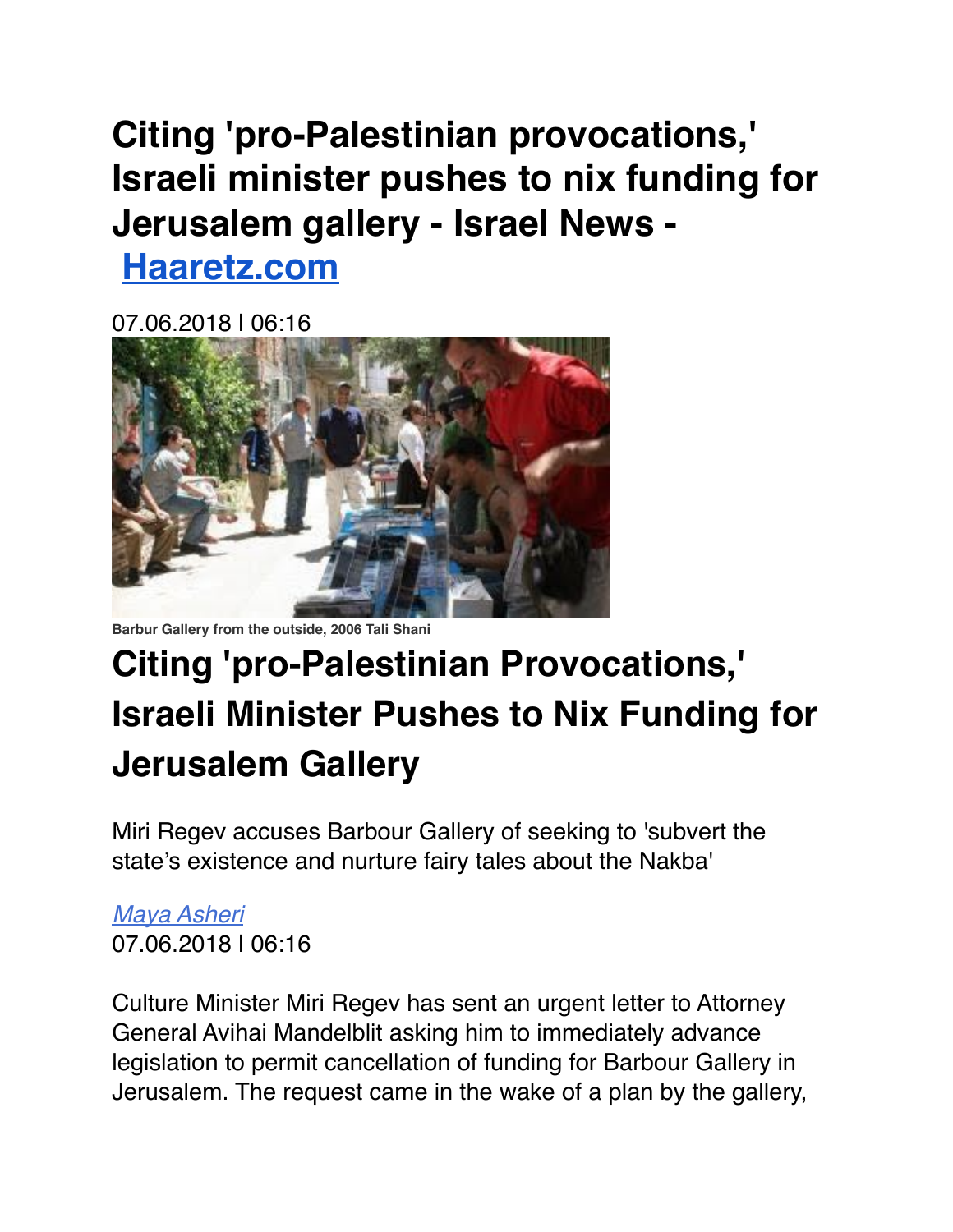# Citing 'pro-Palestinian provocations,' Israeli minister pushes to nix funding for Jerusalem gallery - Israel News - [Haaretz.com](Haaretz.com)

07.06.2018 | 06:16

Barbur Gallery from the outside, 2006 Tali Shani

# Citing 'pro-Palestinian Provocations,' Israeli Minister Pushes to Nix Funding for Jerusalem Gallery

Miri Regev accuses Barbour Gallery of seeking to 'subvert the state's existence and nurture fairy tales about the Nakba'

*Maya Asheri*
07.06.2018 | 06:16

Culture Minister Miri Regev has sent an urgent letter to Attorney General Avihai Mandelblit asking him to immediately advance legislation to permit cancellation of funding for Barbour Gallery in Jerusalem. The request came in the wake of a plan by the gallery,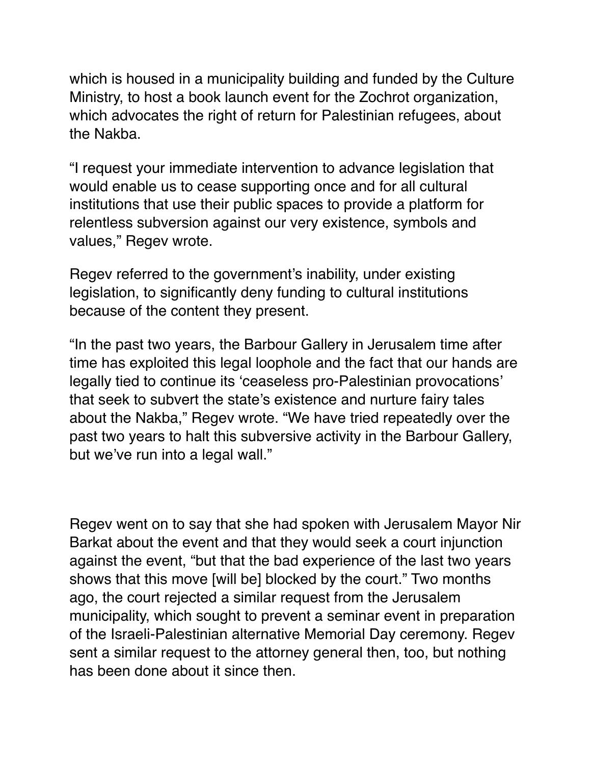which is housed in a municipality building and funded by the Culture Ministry, to host a book launch event for the Zochrot organization, which advocates the right of return for Palestinian refugees, about the Nakba.

"I request your immediate intervention to advance legislation that would enable us to cease supporting once and for all cultural institutions that use their public spaces to provide a platform for relentless subversion against our very existence, symbols and values," Regev wrote.

Regev referred to the government's inability, under existing legislation, to significantly deny funding to cultural institutions because of the content they present.

"In the past two years, the Barbour Gallery in Jerusalem time after time has exploited this legal loophole and the fact that our hands are legally tied to continue its 'ceaseless pro-Palestinian provocations' that seek to subvert the state's existence and nurture fairy tales about the Nakba," Regev wrote. "We have tried repeatedly over the past two years to halt this subversive activity in the Barbour Gallery, but we've run into a legal wall."

Regev went on to say that she had spoken with Jerusalem Mayor Nir Barkat about the event and that they would seek a court injunction against the event, "but that the bad experience of the last two years shows that this move [will be] blocked by the court." Two months ago, the court rejected a similar request from the Jerusalem municipality, which sought to prevent a seminar event in preparation of the Israeli-Palestinian alternative Memorial Day ceremony. Regev sent a similar request to the attorney general then, too, but nothing has been done about it since then.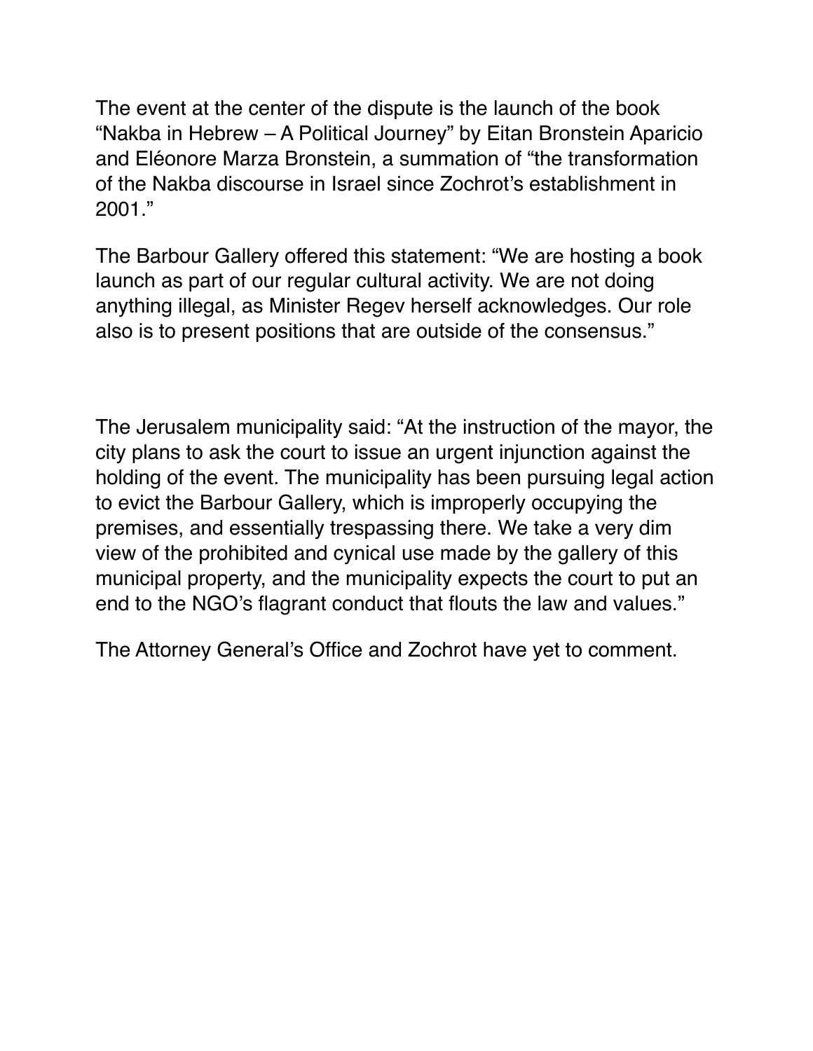The event at the center of the dispute is the launch of the book "Nakba in Hebrew – A Political Journey" by Eitan Bronstein Aparicio and Eléonore Marza Bronstein, a summation of "the transformation of the Nakba discourse in Israel since Zochrot's establishment in 2001."

The Barbour Gallery offered this statement: "We are hosting a book launch as part of our regular cultural activity. We are not doing anything illegal, as Minister Regev herself acknowledges. Our role also is to present positions that are outside of the consensus."

The Jerusalem municipality said: "At the instruction of the mayor, the city plans to ask the court to issue an urgent injunction against the holding of the event. The municipality has been pursuing legal action to evict the Barbour Gallery, which is improperly occupying the premises, and essentially trespassing there. We take a very dim view of the prohibited and cynical use made by the gallery of this municipal property, and the municipality expects the court to put an end to the NGO's flagrant conduct that flouts the law and values."

The Attorney General's Office and Zochrot have yet to comment.